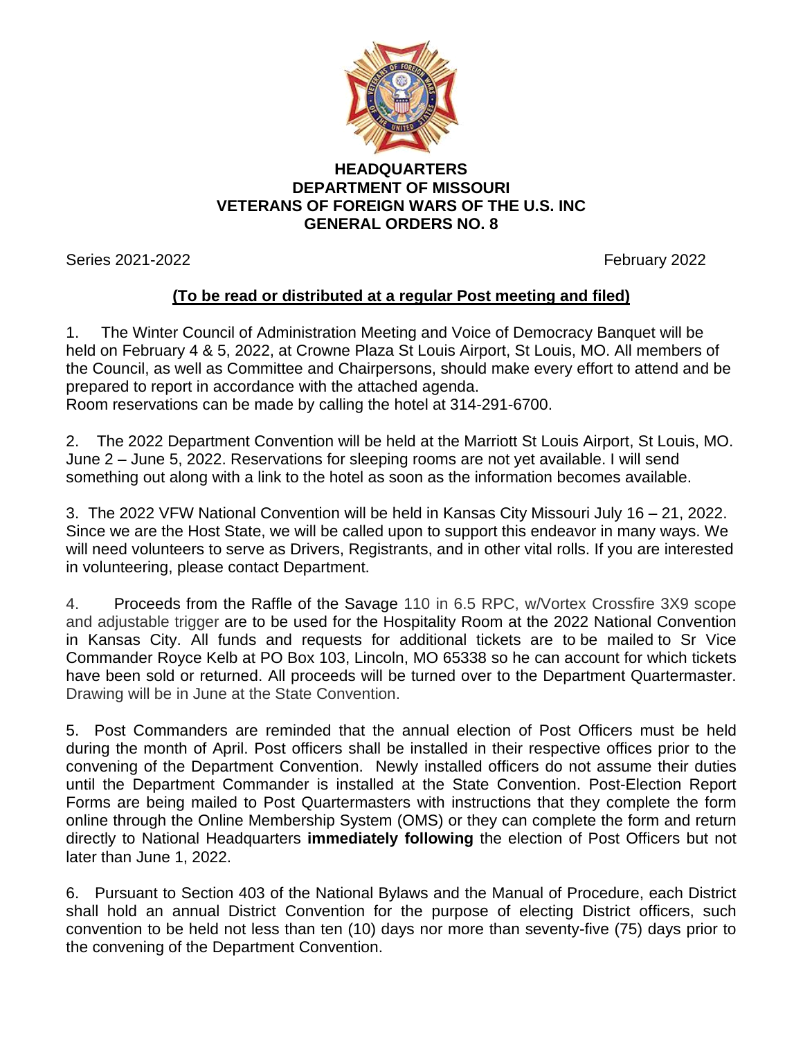# HEADQUARTERS
# DEPARTMENT OF MISSOURI
# VETERANS OF FOREIGN WARS OF THE U.S. INC
# GENERAL ORDERS NO. 8

Series 2021-2022 February 2022

**(To be read or distributed at a regular Post meeting and filed)**

1. The Winter Council of Administration Meeting and Voice of Democracy Banquet will be held on February 4 & 5, 2022, at Crowne Plaza St Louis Airport, St Louis, MO. All members of the Council, as well as Committee and Chairpersons, should make every effort to attend and be prepared to report in accordance with the attached agenda.
Room reservations can be made by calling the hotel at 314-291-6700.

2. The 2022 Department Convention will be held at the Marriott St Louis Airport, St Louis, MO. June 2 – June 5, 2022. Reservations for sleeping rooms are not yet available. I will send something out along with a link to the hotel as soon as the information becomes available.

3. The 2022 VFW National Convention will be held in Kansas City Missouri July 16 – 21, 2022. Since we are the Host State, we will be called upon to support this endeavor in many ways. We will need volunteers to serve as Drivers, Registrants, and in other vital rolls. If you are interested in volunteering, please contact Department.

4. Proceeds from the Raffle of the Savage 110 in 6.5 RPC, w/Vortex Crossfire 3X9 scope and adjustable trigger are to be used for the Hospitality Room at the 2022 National Convention in Kansas City. All funds and requests for additional tickets are to be mailed to Sr Vice Commander Royce Kelb at PO Box 103, Lincoln, MO 65338 so he can account for which tickets have been sold or returned. All proceeds will be turned over to the Department Quartermaster. Drawing will be in June at the State Convention.

5. Post Commanders are reminded that the annual election of Post Officers must be held during the month of April. Post officers shall be installed in their respective offices prior to the convening of the Department Convention. Newly installed officers do not assume their duties until the Department Commander is installed at the State Convention. Post-Election Report Forms are being mailed to Post Quartermasters with instructions that they complete the form online through the Online Membership System (OMS) or they can complete the form and return directly to National Headquarters **immediately following** the election of Post Officers but not later than June 1, 2022.

6. Pursuant to Section 403 of the National Bylaws and the Manual of Procedure, each District shall hold an annual District Convention for the purpose of electing District officers, such convention to be held not less than ten (10) days nor more than seventy-five (75) days prior to the convening of the Department Convention.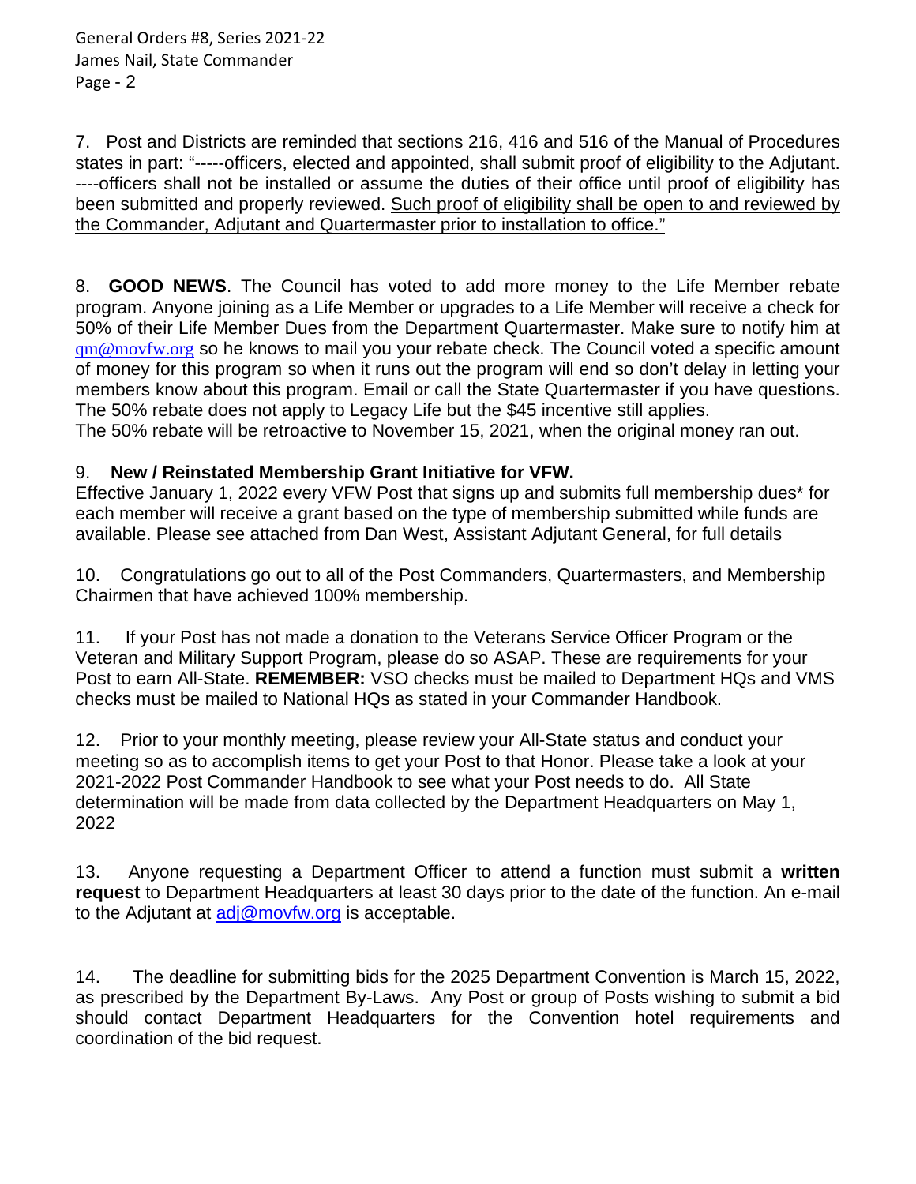7. Post and Districts are reminded that sections 216, 416 and 516 of the Manual of Procedures states in part: "-----officers, elected and appointed, shall submit proof of eligibility to the Adjutant. ----officers shall not be installed or assume the duties of their office until proof of eligibility has been submitted and properly reviewed. Such proof of eligibility shall be open to and reviewed by the Commander, Adjutant and Quartermaster prior to installation to office."

8. **GOOD NEWS**. The Council has voted to add more money to the Life Member rebate program. Anyone joining as a Life Member or upgrades to a Life Member will receive a check for 50% of their Life Member Dues from the Department Quartermaster. Make sure to notify him at qm@movfw.org so he knows to mail you your rebate check. The Council voted a specific amount of money for this program so when it runs out the program will end so don't delay in letting your members know about this program. Email or call the State Quartermaster if you have questions. The 50% rebate does not apply to Legacy Life but the $45 incentive still applies.
The 50% rebate will be retroactive to November 15, 2021, when the original money ran out.

9. **New / Reinstated Membership Grant Initiative for VFW.**
Effective January 1, 2022 every VFW Post that signs up and submits full membership dues* for each member will receive a grant based on the type of membership submitted while funds are available. Please see attached from Dan West, Assistant Adjutant General, for full details

10. Congratulations go out to all of the Post Commanders, Quartermasters, and Membership Chairmen that have achieved 100% membership.

11. If your Post has not made a donation to the Veterans Service Officer Program or the Veteran and Military Support Program, please do so ASAP. These are requirements for your Post to earn All-State. **REMEMBER:** VSO checks must be mailed to Department HQs and VMS checks must be mailed to National HQs as stated in your Commander Handbook.

12. Prior to your monthly meeting, please review your All-State status and conduct your meeting so as to accomplish items to get your Post to that Honor. Please take a look at your 2021-2022 Post Commander Handbook to see what your Post needs to do. All State determination will be made from data collected by the Department Headquarters on May 1, 2022

13. Anyone requesting a Department Officer to attend a function must submit a **written request** to Department Headquarters at least 30 days prior to the date of the function. An e-mail to the Adjutant at adj@movfw.org is acceptable.

14. The deadline for submitting bids for the 2025 Department Convention is March 15, 2022, as prescribed by the Department By-Laws. Any Post or group of Posts wishing to submit a bid should contact Department Headquarters for the Convention hotel requirements and coordination of the bid request.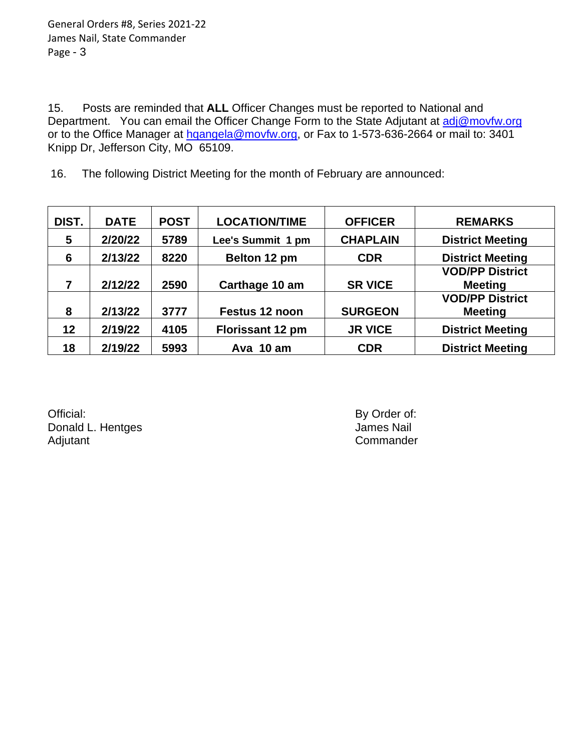15. Posts are reminded that **ALL** Officer Changes must be reported to National and Department. You can email the Officer Change Form to the State Adjutant at adj@movfw.org or to the Office Manager at hqangela@movfw.org, or Fax to 1-573-636-2664 or mail to: 3401 Knipp Dr, Jefferson City, MO 65109.

16. The following District Meeting for the month of February are announced:

| DIST. | DATE | POST | LOCATION/TIME | OFFICER | REMARKS |
|---|---|---|---|---|---|
| 5 | 2/20/22 | 5789 | Lee's Summit 1 pm | CHAPLAIN | District Meeting |
| 6 | 2/13/22 | 8220 | Belton 12 pm | CDR | District Meeting |
| 7 | 2/12/22 | 2590 | Carthage 10 am | SR VICE | VOD/PP District Meeting |
| 8 | 2/13/22 | 3777 | Festus 12 noon | SURGEON | VOD/PP District Meeting |
| 12 | 2/19/22 | 4105 | Florissant 12 pm | JR VICE | District Meeting |
| 18 | 2/19/22 | 5993 | Ava 10 am | CDR | District Meeting |

Official:
Donald L. Hentges
Adjutant

By Order of:
James Nail
Commander